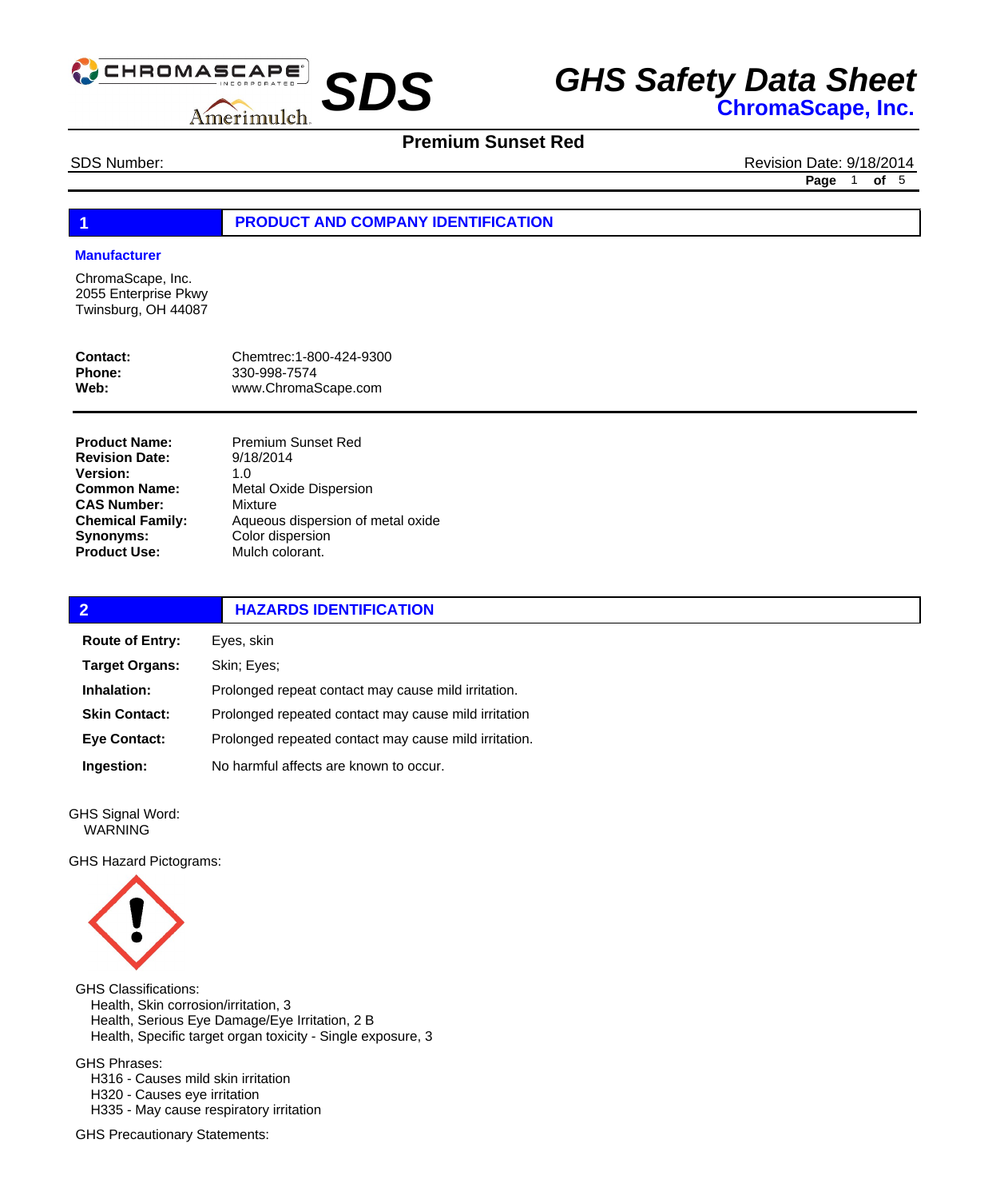# SDS

# GHS Safety Data Sheet

**ChromaScape, Inc.**

## Premium Sunset Red

SDS Number:

Revision Date: 9/18/2014

## 1 PRODUCT AND COMPANY IDENTIFICATION

**Manufacturer**

ChromaScape, Inc.
2055 Enterprise Pkwy
Twinsburg, OH 44087

**Contact:** Chemtrec:1-800-424-9300
**Phone:** 330-998-7574
**Web:** www.ChromaScape.com

---

**Product Name:** Premium Sunset Red
**Revision Date:** 9/18/2014
**Version:** 1.0
**Common Name:** Metal Oxide Dispersion
**CAS Number:** Mixture
**Chemical Family:** Aqueous dispersion of metal oxide
**Synonyms:** Color dispersion
**Product Use:** Mulch colorant.

## 2 HAZARDS IDENTIFICATION

**Route of Entry:** Eyes, skin

**Target Organs:** Skin; Eyes;

**Inhalation:** Prolonged repeat contact may cause mild irritation.

**Skin Contact:** Prolonged repeated contact may cause mild irritation

**Eye Contact:** Prolonged repeated contact may cause mild irritation.

**Ingestion:** No harmful affects are known to occur.

GHS Signal Word:
WARNING

GHS Hazard Pictograms:

GHS Classifications:
- Health, Skin corrosion/irritation, 3
- Health, Serious Eye Damage/Eye Irritation, 2 B
- Health, Specific target organ toxicity - Single exposure, 3

GHS Phrases:
- H316 - Causes mild skin irritation
- H320 - Causes eye irritation
- H335 - May cause respiratory irritation

GHS Precautionary Statements: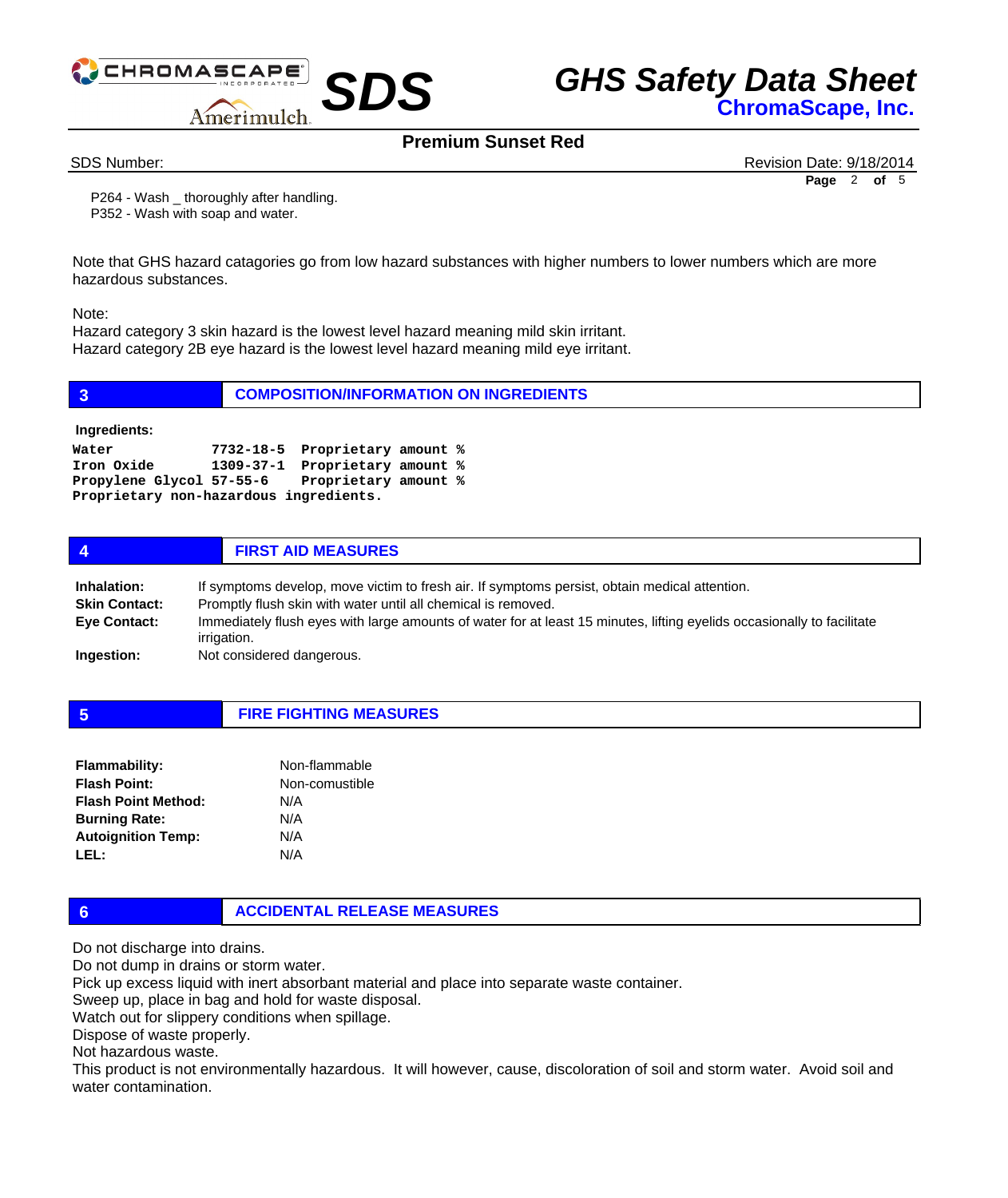P264 - Wash _ thoroughly after handling.
P352 - Wash with soap and water.

Note that GHS hazard catagories go from low hazard substances with higher numbers to lower numbers which are more hazardous substances.

Note:
Hazard category 3 skin hazard is the lowest level hazard meaning mild skin irritant.
Hazard category 2B eye hazard is the lowest level hazard meaning mild eye irritant.

## 3 COMPOSITION/INFORMATION ON INGREDIENTS

**Ingredients:**

```
Water           7732-18-5  Proprietary amount %
Iron Oxide      1309-37-1  Proprietary amount %
Propylene Glycol 57-55-6   Proprietary amount %
Proprietary non-hazardous ingredients.
```

## 4 FIRST AID MEASURES

**Inhalation:** If symptoms develop, move victim to fresh air. If symptoms persist, obtain medical attention.
**Skin Contact:** Promptly flush skin with water until all chemical is removed.
**Eye Contact:** Immediately flush eyes with large amounts of water for at least 15 minutes, lifting eyelids occasionally to facilitate irrigation.
**Ingestion:** Not considered dangerous.

## 5 FIRE FIGHTING MEASURES

**Flammability:** Non-flammable
**Flash Point:** Non-comustible
**Flash Point Method:** N/A
**Burning Rate:** N/A
**Autoignition Temp:** N/A
**LEL:** N/A

## 6 ACCIDENTAL RELEASE MEASURES

Do not discharge into drains.
Do not dump in drains or storm water.
Pick up excess liquid with inert absorbant material and place into separate waste container.
Sweep up, place in bag and hold for waste disposal.
Watch out for slippery conditions when spillage.
Dispose of waste properly.
Not hazardous waste.
This product is not environmentally hazardous. It will however, cause, discoloration of soil and storm water. Avoid soil and water contamination.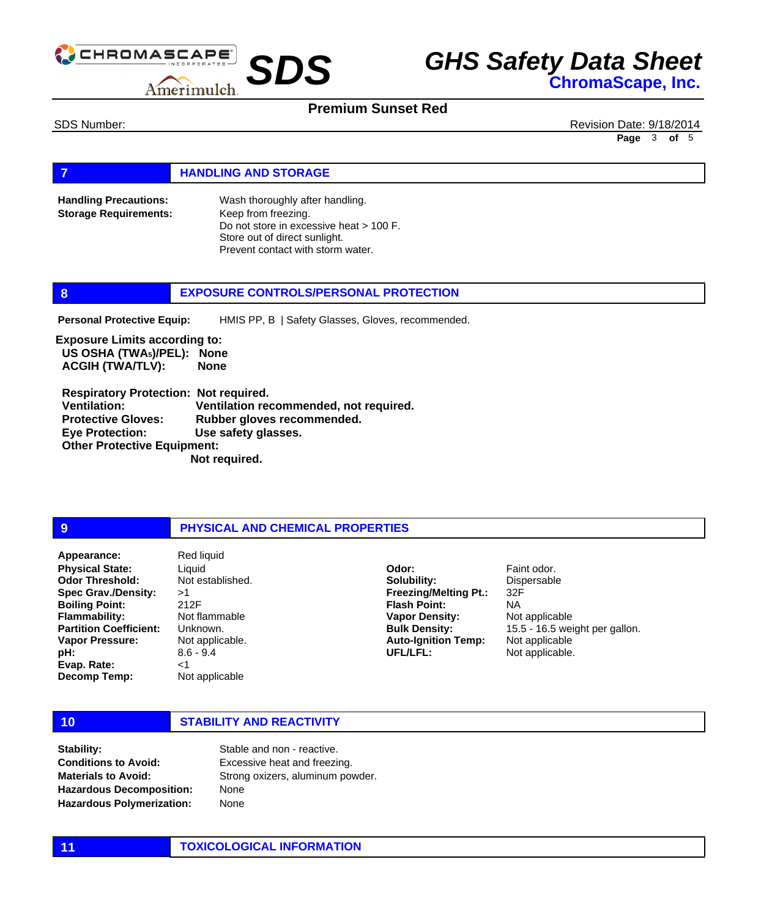## 7 HANDLING AND STORAGE

**Handling Precautions:** Wash thoroughly after handling.

**Storage Requirements:** Keep from freezing.
Do not store in excessive heat > 100 F.
Store out of direct sunlight.
Prevent contact with storm water.

## 8 EXPOSURE CONTROLS/PERSONAL PROTECTION

**Personal Protective Equip:** HMIS PP, B | Safety Glasses, Gloves, recommended.

**Exposure Limits according to:**
**US OSHA (TWA5)/PEL): None**
**ACGIH (TWA/TLV): None**

**Respiratory Protection: Not required.**
**Ventilation: Ventilation recommended, not required.**
**Protective Gloves: Rubber gloves recommended.**
**Eye Protection: Use safety glasses.**
**Other Protective Equipment:**
**Not required.**

## 9 PHYSICAL AND CHEMICAL PROPERTIES

| | | | |
|---|---|---|---|
| **Appearance:** | Red liquid | | |
| **Physical State:** | Liquid | **Odor:** | Faint odor. |
| **Odor Threshold:** | Not established. | **Solubility:** | Dispersable |
| **Spec Grav./Density:** | >1 | **Freezing/Melting Pt.:** | 32F |
| **Boiling Point:** | 212F | **Flash Point:** | NA |
| **Flammability:** | Not flammable | **Vapor Density:** | Not applicable |
| **Partition Coefficient:** | Unknown. | **Bulk Density:** | 15.5 - 16.5 weight per gallon. |
| **Vapor Pressure:** | Not applicable. | **Auto-Ignition Temp:** | Not applicable |
| **pH:** | 8.6 - 9.4 | **UFL/LFL:** | Not applicable. |
| **Evap. Rate:** | <1 | | |
| **Decomp Temp:** | Not applicable | | |

## 10 STABILITY AND REACTIVITY

**Stability:** Stable and non - reactive.
**Conditions to Avoid:** Excessive heat and freezing.
**Materials to Avoid:** Strong oxizers, aluminum powder.
**Hazardous Decomposition:** None
**Hazardous Polymerization:** None

## 11 TOXICOLOGICAL INFORMATION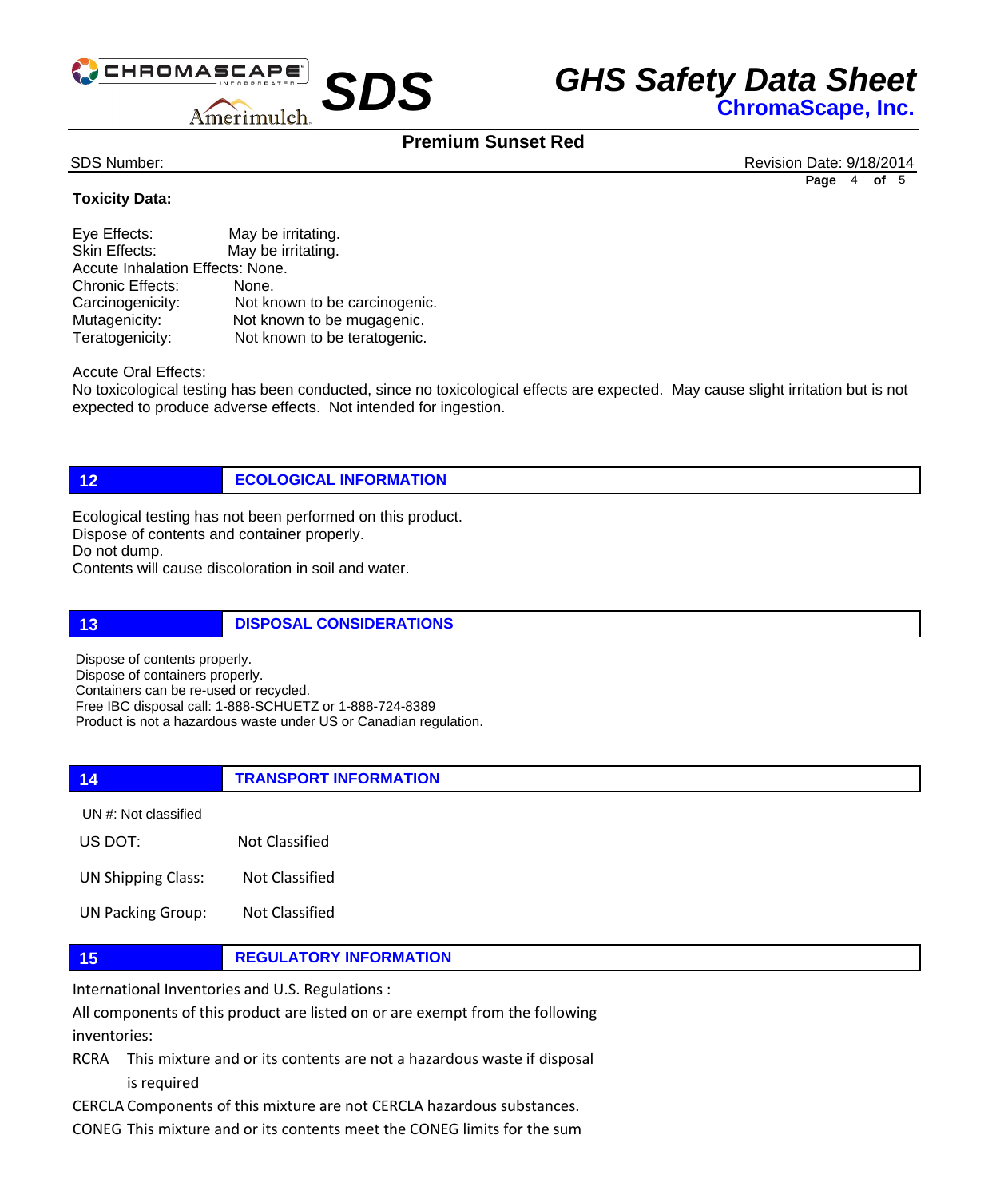**Toxicity Data:**

Eye Effects: May be irritating.
Skin Effects: May be irritating.
Accute Inhalation Effects: None.
Chronic Effects: None.
Carcinogenicity: Not known to be carcinogenic.
Mutagenicity: Not known to be mugagenic.
Teratogenicity: Not known to be teratogenic.

Accute Oral Effects:
No toxicological testing has been conducted, since no toxicological effects are expected. May cause slight irritation but is not expected to produce adverse effects. Not intended for ingestion.

## 12 ECOLOGICAL INFORMATION

Ecological testing has not been performed on this product.
Dispose of contents and container properly.
Do not dump.
Contents will cause discoloration in soil and water.

## 13 DISPOSAL CONSIDERATIONS

Dispose of contents properly.
Dispose of containers properly.
Containers can be re-used or recycled.
Free IBC disposal call: 1-888-SCHUETZ or 1-888-724-8389
Product is not a hazardous waste under US or Canadian regulation.

## 14 TRANSPORT INFORMATION

UN #: Not classified

US DOT: Not Classified

UN Shipping Class: Not Classified

UN Packing Group: Not Classified

## 15 REGULATORY INFORMATION

International Inventories and U.S. Regulations :

All components of this product are listed on or are exempt from the following inventories:

RCRA This mixture and or its contents are not a hazardous waste if disposal is required

CERCLA Components of this mixture are not CERCLA hazardous substances.

CONEG This mixture and or its contents meet the CONEG limits for the sum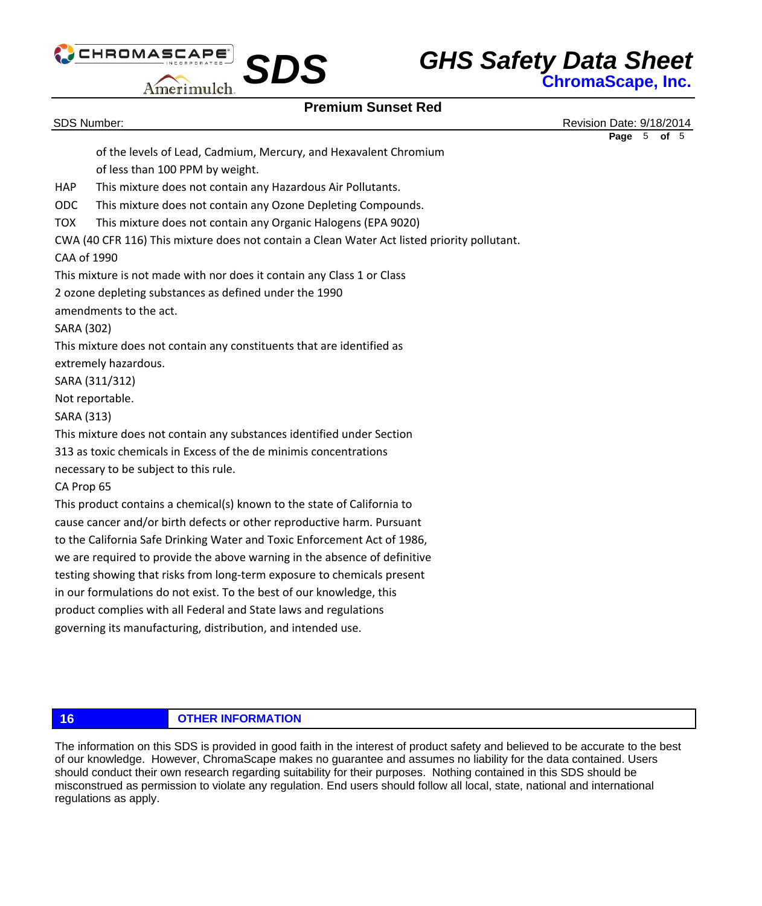of the levels of Lead, Cadmium, Mercury, and Hexavalent Chromium of less than 100 PPM by weight.

HAP This mixture does not contain any Hazardous Air Pollutants.

ODC This mixture does not contain any Ozone Depleting Compounds.

TOX This mixture does not contain any Organic Halogens (EPA 9020)

CWA (40 CFR 116) This mixture does not contain a Clean Water Act listed priority pollutant.

CAA of 1990

This mixture is not made with nor does it contain any Class 1 or Class 2 ozone depleting substances as defined under the 1990 amendments to the act.

SARA (302)

This mixture does not contain any constituents that are identified as extremely hazardous.

SARA (311/312)

Not reportable.

SARA (313)

This mixture does not contain any substances identified under Section 313 as toxic chemicals in Excess of the de minimis concentrations necessary to be subject to this rule.

CA Prop 65

This product contains a chemical(s) known to the state of California to cause cancer and/or birth defects or other reproductive harm. Pursuant to the California Safe Drinking Water and Toxic Enforcement Act of 1986, we are required to provide the above warning in the absence of definitive testing showing that risks from long-term exposure to chemicals present in our formulations do not exist. To the best of our knowledge, this product complies with all Federal and State laws and regulations governing its manufacturing, distribution, and intended use.

## 16 OTHER INFORMATION

The information on this SDS is provided in good faith in the interest of product safety and believed to be accurate to the best of our knowledge. However, ChromaScape makes no guarantee and assumes no liability for the data contained. Users should conduct their own research regarding suitability for their purposes. Nothing contained in this SDS should be misconstrued as permission to violate any regulation. End users should follow all local, state, national and international regulations as apply.